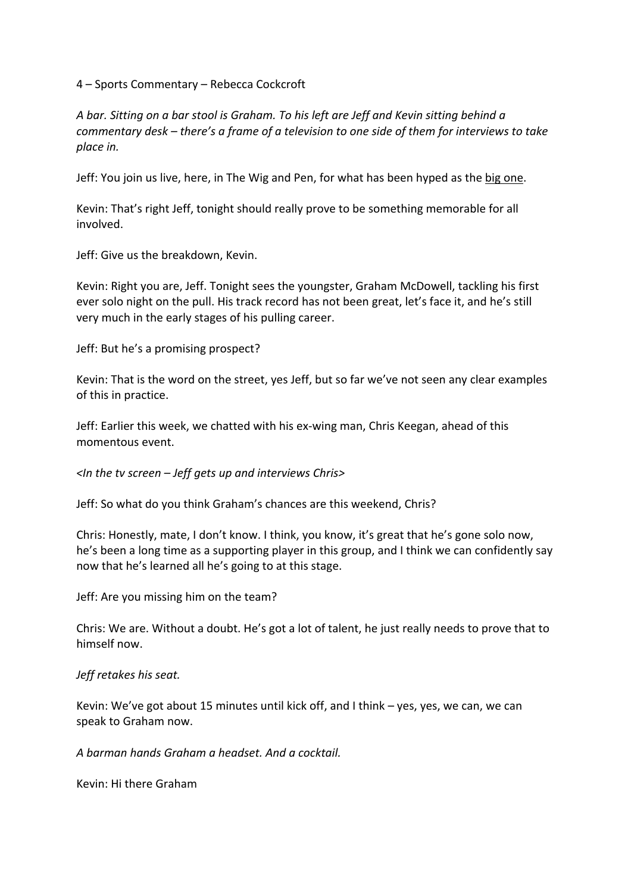4 – Sports Commentary – Rebecca Cockcroft

*A bar. Sitting on a bar stool is Graham. To his left are Jeff and Kevin sitting behind a commentary desk – there's a frame of a television to one side of them for interviews to take place in.*

Jeff: You join us live, here, in The Wig and Pen, for what has been hyped as the <u>big one</u>.

Kevin: That's right Jeff, tonight should really prove to be something memorable for all involved.

Jeff: Give us the breakdown, Kevin.

Kevin: Right you are, Jeff. Tonight sees the youngster, Graham McDowell, tackling his first ever solo night on the pull. His track record has not been great, let's face it, and he's still very much in the early stages of his pulling career.

Jeff: But he's a promising prospect?

Kevin: That is the word on the street, yes Jeff, but so far we've not seen any clear examples of this in practice.

Jeff: Earlier this week, we chatted with his ex-wing man, Chris Keegan, ahead of this momentous event.

*<In the tv screen – Jeff gets up and interviews Chris>*

Jeff: So what do you think Graham's chances are this weekend, Chris?

Chris: Honestly, mate, I don't know. I think, you know, it's great that he's gone solo now, he's been a long time as a supporting player in this group, and I think we can confidently say now that he's learned all he's going to at this stage.

Jeff: Are you missing him on the team?

Chris: We are. Without a doubt. He's got a lot of talent, he just really needs to prove that to himself now.

*Jeff retakes his seat.*

Kevin: We've got about 15 minutes until kick off, and I think – yes, yes, we can, we can speak to Graham now.

*A barman hands Graham a headset. And a cocktail.*

Kevin: Hi there Graham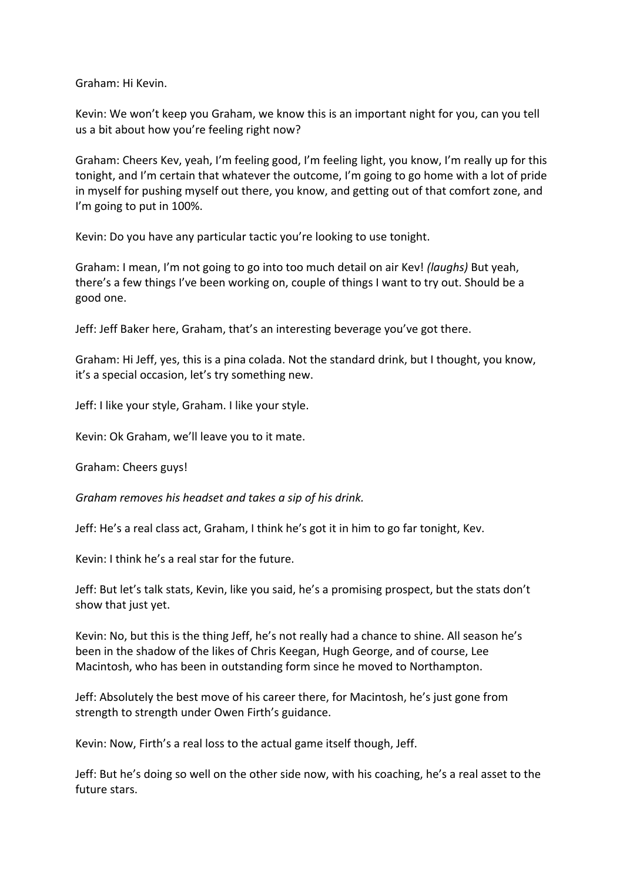Graham: Hi Kevin.

Kevin: We won't keep you Graham, we know this is an important night for you, can you tell us a bit about how you're feeling right now?

Graham: Cheers Kev, yeah, I'm feeling good, I'm feeling light, you know, I'm really up for this tonight, and I'm certain that whatever the outcome, I'm going to go home with a lot of pride in myself for pushing myself out there, you know, and getting out of that comfort zone, and I'm going to put in 100%.

Kevin: Do you have any particular tactic you're looking to use tonight.

Graham: I mean, I'm not going to go into too much detail on air Kev! *(laughs)* But yeah, there's a few things I've been working on, couple of things I want to try out. Should be a good one.

Jeff: Jeff Baker here, Graham, that's an interesting beverage you've got there.

Graham: Hi Jeff, yes, this is a pina colada. Not the standard drink, but I thought, you know, it's a special occasion, let's try something new.

Jeff: I like your style, Graham. I like your style.

Kevin: Ok Graham, we'll leave you to it mate.

Graham: Cheers guys!

*Graham removes his headset and takes a sip of his drink.*

Jeff: He's a real class act, Graham, I think he's got it in him to go far tonight, Kev.

Kevin: I think he's a real star for the future.

Jeff: But let's talk stats, Kevin, like you said, he's a promising prospect, but the stats don't show that just yet.

Kevin: No, but this is the thing Jeff, he's not really had a chance to shine. All season he's been in the shadow of the likes of Chris Keegan, Hugh George, and of course, Lee Macintosh, who has been in outstanding form since he moved to Northampton.

Jeff: Absolutely the best move of his career there, for Macintosh, he's just gone from strength to strength under Owen Firth's guidance.

Kevin: Now, Firth's a real loss to the actual game itself though, Jeff.

Jeff: But he's doing so well on the other side now, with his coaching, he's a real asset to the future stars.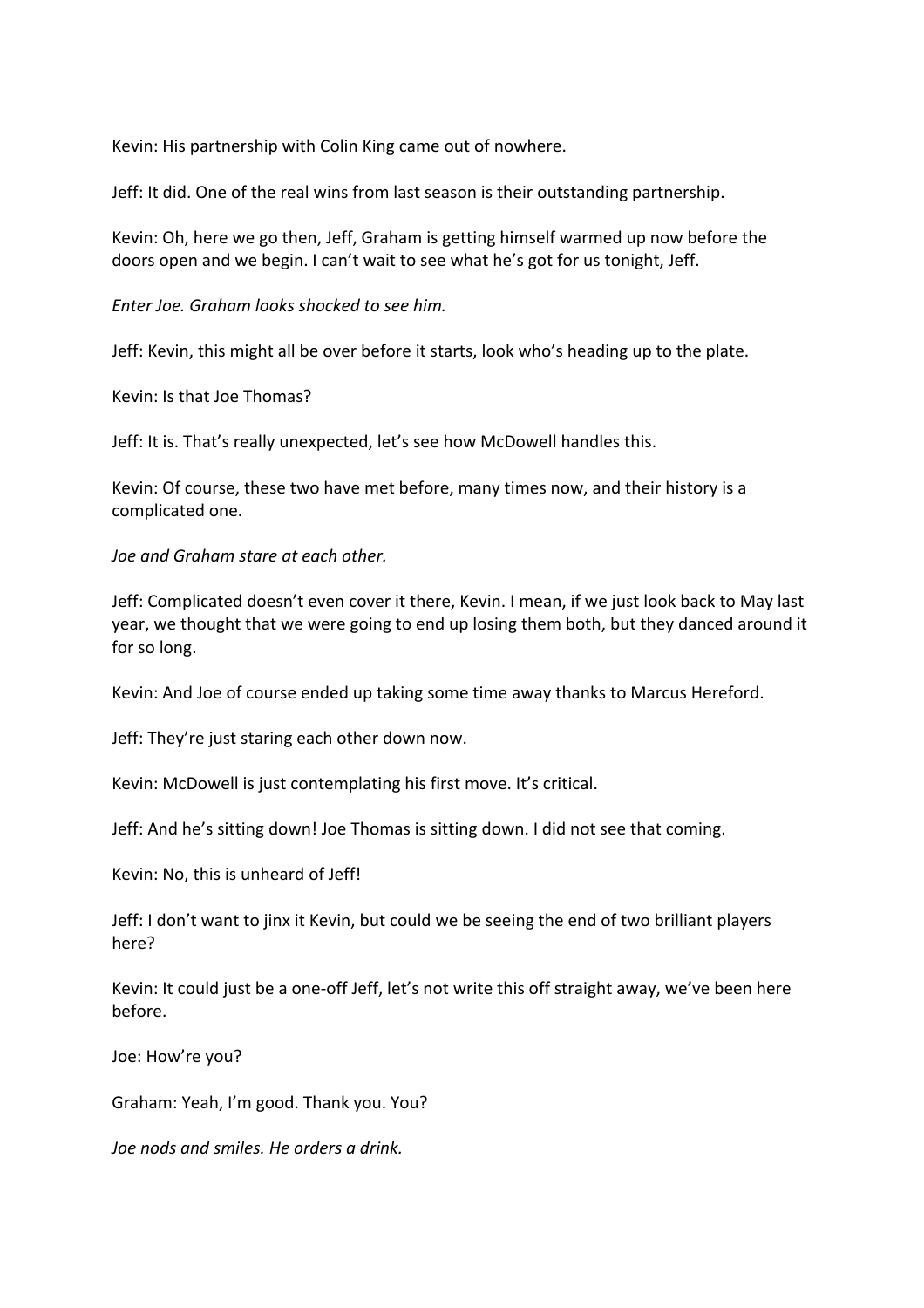Kevin: His partnership with Colin King came out of nowhere.

Jeff: It did. One of the real wins from last season is their outstanding partnership.

Kevin: Oh, here we go then, Jeff, Graham is getting himself warmed up now before the doors open and we begin. I can't wait to see what he's got for us tonight, Jeff.

*Enter Joe. Graham looks shocked to see him.*

Jeff: Kevin, this might all be over before it starts, look who's heading up to the plate.

Kevin: Is that Joe Thomas?

Jeff: It is. That's really unexpected, let's see how McDowell handles this.

Kevin: Of course, these two have met before, many times now, and their history is a complicated one.

*Joe and Graham stare at each other.*

Jeff: Complicated doesn't even cover it there, Kevin. I mean, if we just look back to May last year, we thought that we were going to end up losing them both, but they danced around it for so long.

Kevin: And Joe of course ended up taking some time away thanks to Marcus Hereford.

Jeff: They're just staring each other down now.

Kevin: McDowell is just contemplating his first move. It's critical.

Jeff: And he's sitting down! Joe Thomas is sitting down. I did not see that coming.

Kevin: No, this is unheard of Jeff!

Jeff: I don't want to jinx it Kevin, but could we be seeing the end of two brilliant players here?

Kevin: It could just be a one-off Jeff, let's not write this off straight away, we've been here before.

Joe: How're you?

Graham: Yeah, I'm good. Thank you. You?

*Joe nods and smiles. He orders a drink.*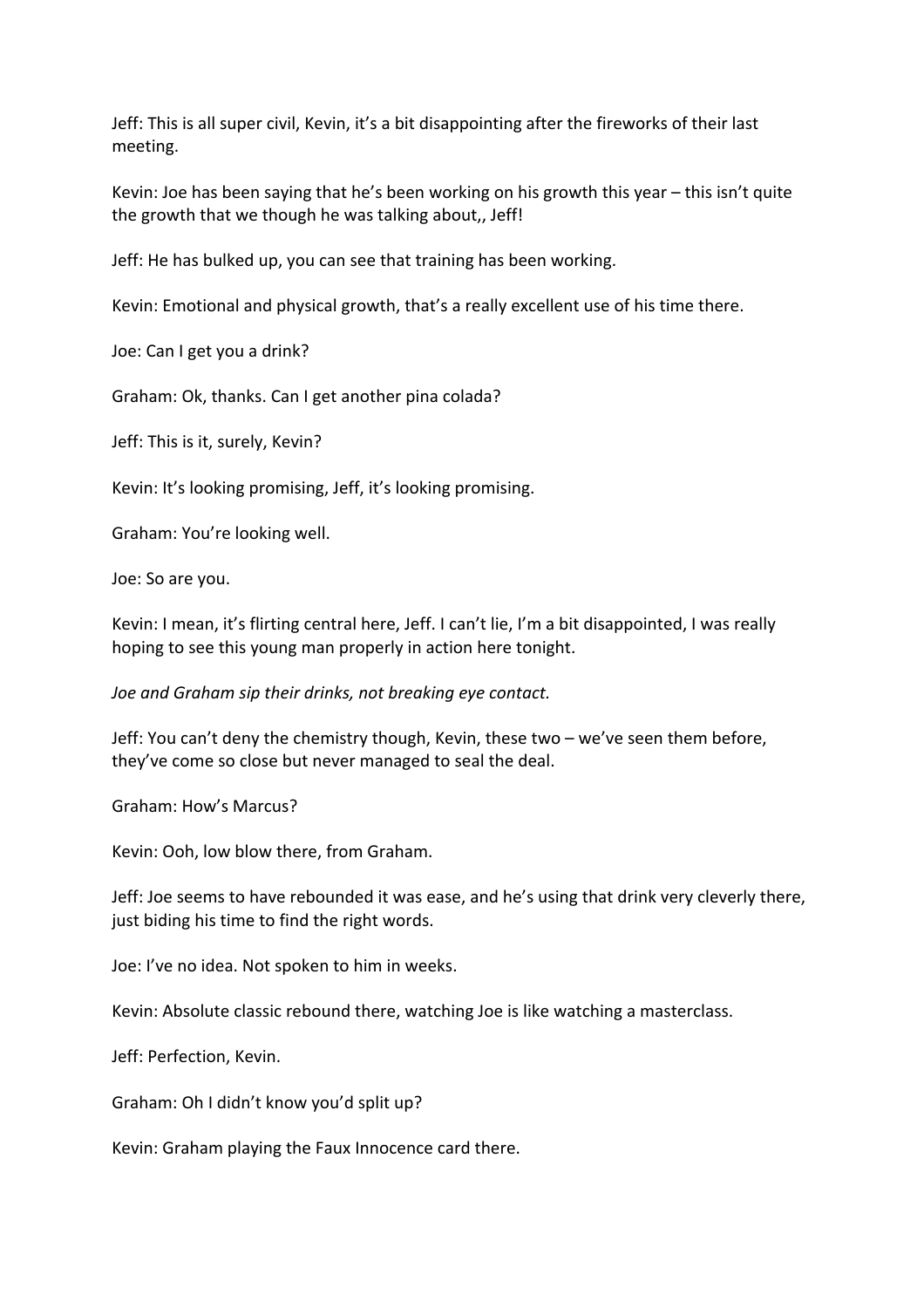Jeff: This is all super civil, Kevin, it's a bit disappointing after the fireworks of their last meeting.

Kevin: Joe has been saying that he's been working on his growth this year – this isn't quite the growth that we though he was talking about,, Jeff!

Jeff: He has bulked up, you can see that training has been working.

Kevin: Emotional and physical growth, that's a really excellent use of his time there.

Joe: Can I get you a drink?

Graham: Ok, thanks. Can I get another pina colada?

Jeff: This is it, surely, Kevin?

Kevin: It's looking promising, Jeff, it's looking promising.

Graham: You're looking well.

Joe: So are you.

Kevin: I mean, it's flirting central here, Jeff. I can't lie, I'm a bit disappointed, I was really hoping to see this young man properly in action here tonight.

*Joe and Graham sip their drinks, not breaking eye contact.*

Jeff: You can't deny the chemistry though, Kevin, these two – we've seen them before, they've come so close but never managed to seal the deal.

Graham: How's Marcus?

Kevin: Ooh, low blow there, from Graham.

Jeff: Joe seems to have rebounded it was ease, and he's using that drink very cleverly there, just biding his time to find the right words.

Joe: I've no idea. Not spoken to him in weeks.

Kevin: Absolute classic rebound there, watching Joe is like watching a masterclass.

Jeff: Perfection, Kevin.

Graham: Oh I didn't know you'd split up?

Kevin: Graham playing the Faux Innocence card there.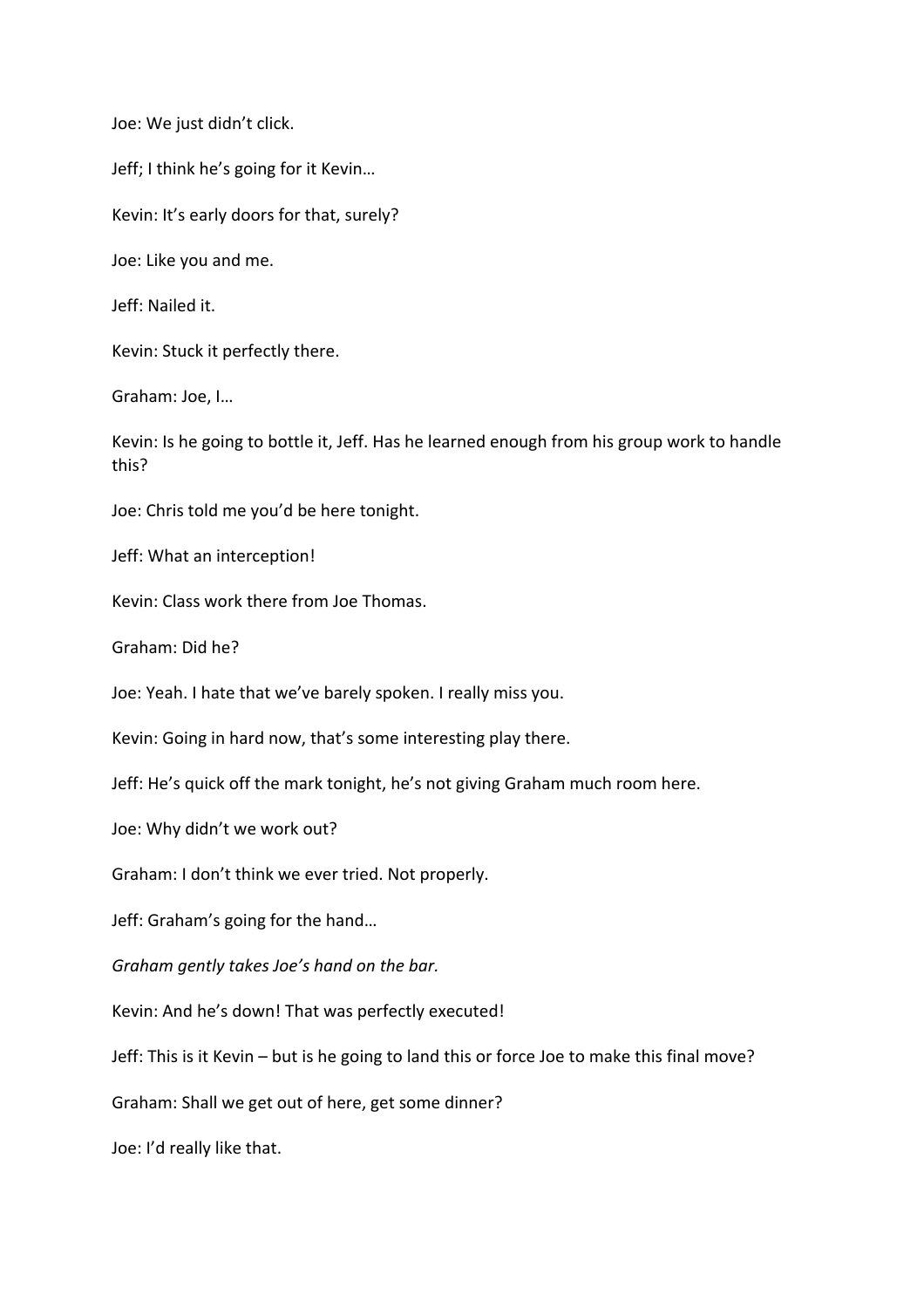Joe: We just didn't click.

Jeff; I think he's going for it Kevin…

Kevin: It's early doors for that, surely?

Joe: Like you and me.

Jeff: Nailed it.

Kevin: Stuck it perfectly there.

Graham: Joe, I…

Kevin: Is he going to bottle it, Jeff. Has he learned enough from his group work to handle this?

Joe: Chris told me you'd be here tonight.

Jeff: What an interception!

Kevin: Class work there from Joe Thomas.

Graham: Did he?

Joe: Yeah. I hate that we've barely spoken. I really miss you.

Kevin: Going in hard now, that's some interesting play there.

Jeff: He's quick off the mark tonight, he's not giving Graham much room here.

Joe: Why didn't we work out?

Graham: I don't think we ever tried. Not properly.

Jeff: Graham's going for the hand…

*Graham gently takes Joe's hand on the bar.*

Kevin: And he's down! That was perfectly executed!

Jeff: This is it Kevin – but is he going to land this or force Joe to make this final move?

Graham: Shall we get out of here, get some dinner?

Joe: I'd really like that.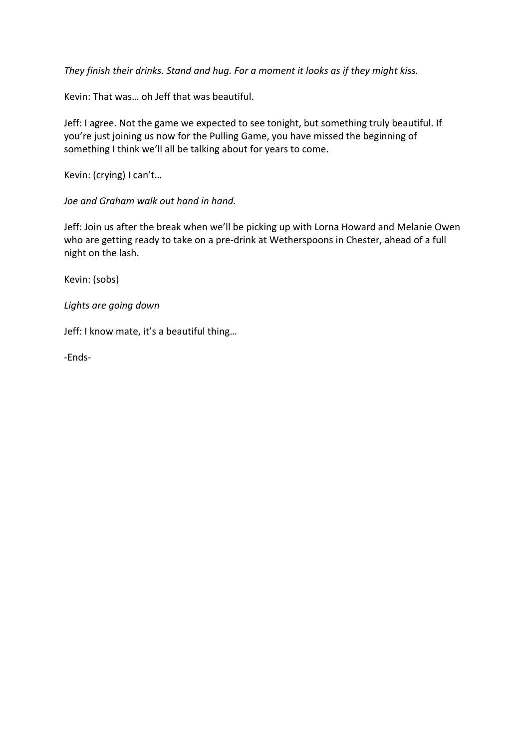*They finish their drinks. Stand and hug. For a moment it looks as if they might kiss.*

Kevin: That was… oh Jeff that was beautiful.

Jeff: I agree. Not the game we expected to see tonight, but something truly beautiful. If you're just joining us now for the Pulling Game, you have missed the beginning of something I think we'll all be talking about for years to come.

Kevin: (crying) I can't…

*Joe and Graham walk out hand in hand.*

Jeff: Join us after the break when we'll be picking up with Lorna Howard and Melanie Owen who are getting ready to take on a pre-drink at Wetherspoons in Chester, ahead of a full night on the lash.

Kevin: (sobs)

*Lights are going down*

Jeff: I know mate, it's a beautiful thing…

-Ends-